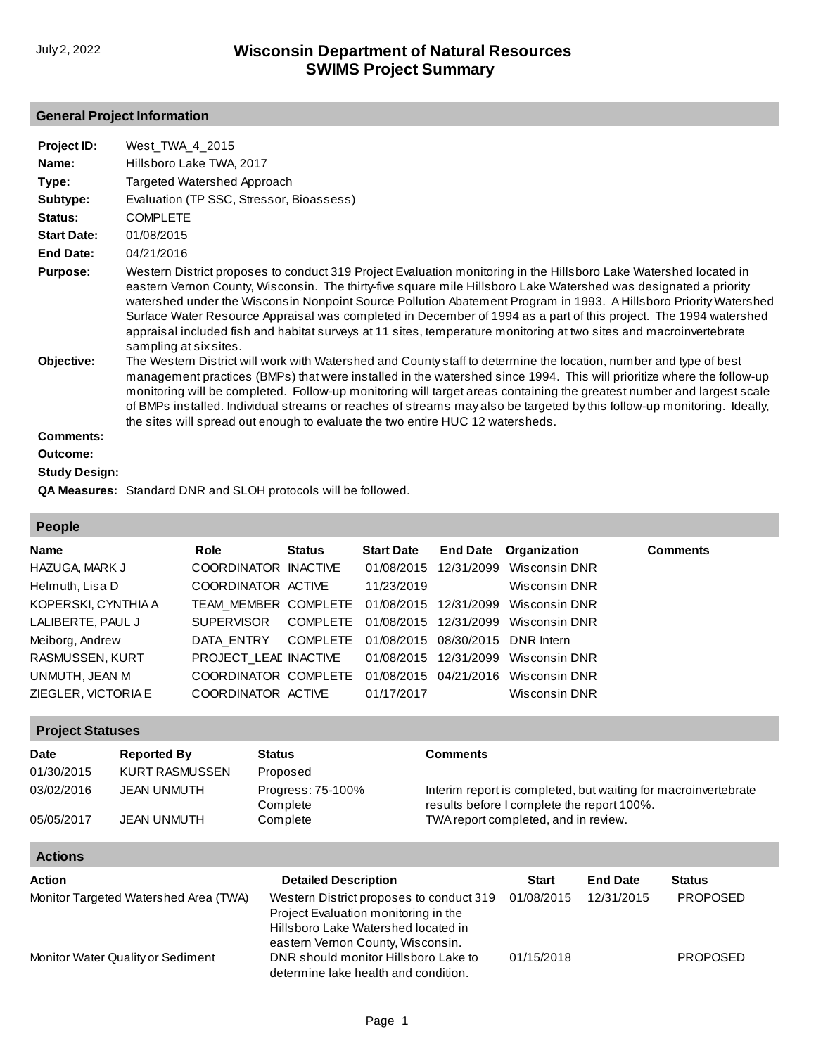# Wisconsin Department of Natural Resources
# SWIMS Project Summary

July 2, 2022

## General Project Information

**Project ID:** West_TWA_4_2015

**Name:** Hillsboro Lake TWA, 2017

**Type:** Targeted Watershed Approach

**Subtype:** Evaluation (TP SSC, Stressor, Bioassess)

**Status:** COMPLETE

**Start Date:** 01/08/2015

**End Date:** 04/21/2016

**Purpose:** Western District proposes to conduct 319 Project Evaluation monitoring in the Hillsboro Lake Watershed located in eastern Vernon County, Wisconsin. The thirty-five square mile Hillsboro Lake Watershed was designated a priority watershed under the Wisconsin Nonpoint Source Pollution Abatement Program in 1993. A Hillsboro Priority Watershed Surface Water Resource Appraisal was completed in December of 1994 as a part of this project. The 1994 watershed appraisal included fish and habitat surveys at 11 sites, temperature monitoring at two sites and macroinvertebrate sampling at six sites.

**Objective:** The Western District will work with Watershed and County staff to determine the location, number and type of best management practices (BMPs) that were installed in the watershed since 1994. This will prioritize where the follow-up monitoring will be completed. Follow-up monitoring will target areas containing the greatest number and largest scale of BMPs installed. Individual streams or reaches of streams may also be targeted by this follow-up monitoring. Ideally, the sites will spread out enough to evaluate the two entire HUC 12 watersheds.

**Comments:**

**Outcome:**

**Study Design:**

**QA Measures:** Standard DNR and SLOH protocols will be followed.

## People

| Name | Role | Status | Start Date | End Date | Organization | Comments |
|---|---|---|---|---|---|---|
| HAZUGA, MARK J | COORDINATOR | INACTIVE | 01/08/2015 | 12/31/2099 | Wisconsin DNR | |
| Helmuth, Lisa D | COORDINATOR | ACTIVE | 11/23/2019 | | Wisconsin DNR | |
| KOPERSKI, CYNTHIA A | TEAM_MEMBER | COMPLETE | 01/08/2015 | 12/31/2099 | Wisconsin DNR | |
| LALIBERTE, PAUL J | SUPERVISOR | COMPLETE | 01/08/2015 | 12/31/2099 | Wisconsin DNR | |
| Meiborg, Andrew | DATA_ENTRY | COMPLETE | 01/08/2015 | 08/30/2015 | DNR Intern | |
| RASMUSSEN, KURT | PROJECT_LEAD | INACTIVE | 01/08/2015 | 12/31/2099 | Wisconsin DNR | |
| UNMUTH, JEAN M | COORDINATOR | COMPLETE | 01/08/2015 | 04/21/2016 | Wisconsin DNR | |
| ZIEGLER, VICTORIA E | COORDINATOR | ACTIVE | 01/17/2017 | | Wisconsin DNR | |

## Project Statuses

| Date | Reported By | Status | Comments |
|---|---|---|---|
| 01/30/2015 | KURT RASMUSSEN | Proposed | |
| 03/02/2016 | JEAN UNMUTH | Progress: 75-100% Complete | Interim report is completed, but waiting for macroinvertebrate results before I complete the report 100%. |
| 05/05/2017 | JEAN UNMUTH | Complete | TWA report completed, and in review. |

## Actions

| Action | Detailed Description | Start | End Date | Status |
|---|---|---|---|---|
| Monitor Targeted Watershed Area (TWA) | Western District proposes to conduct 319 Project Evaluation monitoring in the Hillsboro Lake Watershed located in eastern Vernon County, Wisconsin. | 01/08/2015 | 12/31/2015 | PROPOSED |
| Monitor Water Quality or Sediment | DNR should monitor Hillsboro Lake to determine lake health and condition. | 01/15/2018 | | PROPOSED |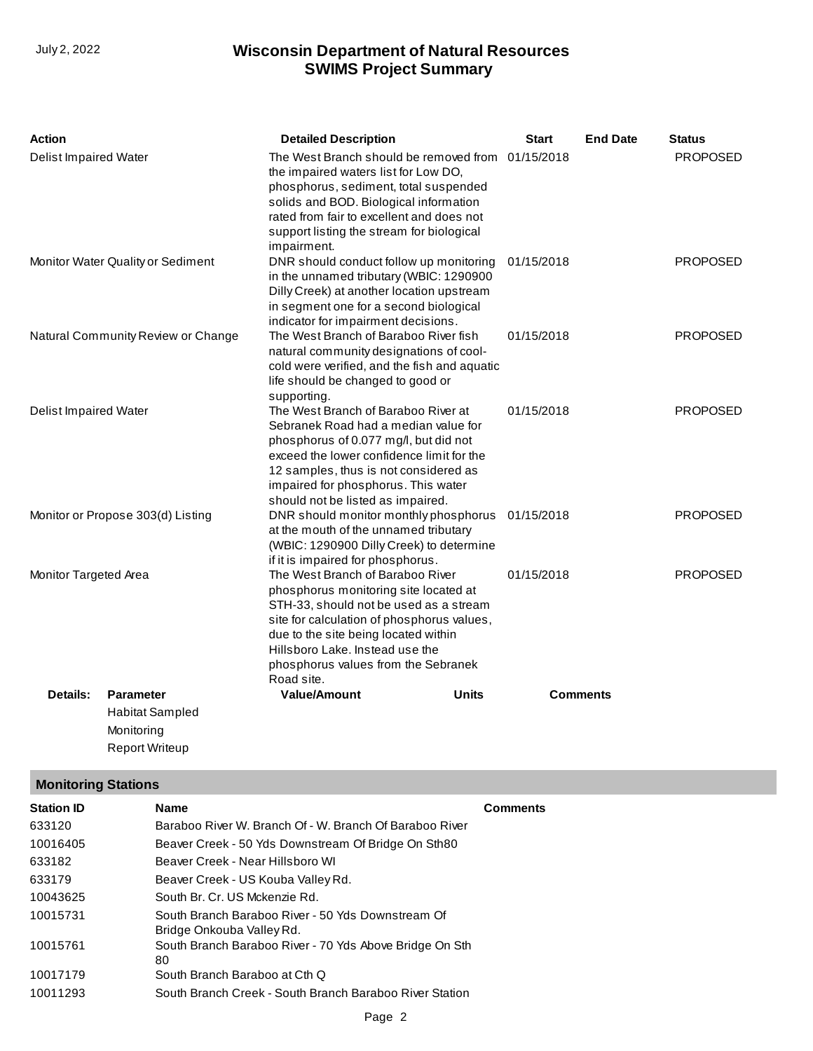| Action | Detailed Description | Start | End Date | Status |
|---|---|---|---|---|
| Delist Impaired Water | The West Branch should be removed from the impaired waters list for Low DO, phosphorus, sediment, total suspended solids and BOD. Biological information rated from fair to excellent and does not support listing the stream for biological impairment. | 01/15/2018 | | PROPOSED |
| Monitor Water Quality or Sediment | DNR should conduct follow up monitoring in the unnamed tributary (WBIC: 1290900 Dilly Creek) at another location upstream in segment one for a second biological indicator for impairment decisions. | 01/15/2018 | | PROPOSED |
| Natural Community Review or Change | The West Branch of Baraboo River fish natural community designations of cool-cold were verified, and the fish and aquatic life should be changed to good or supporting. | 01/15/2018 | | PROPOSED |
| Delist Impaired Water | The West Branch of Baraboo River at Sebranek Road had a median value for phosphorus of 0.077 mg/l, but did not exceed the lower confidence limit for the 12 samples, thus is not considered as impaired for phosphorus. This water should not be listed as impaired. | 01/15/2018 | | PROPOSED |
| Monitor or Propose 303(d) Listing | DNR should monitor monthly phosphorus at the mouth of the unnamed tributary (WBIC: 1290900 Dilly Creek) to determine if it is impaired for phosphorus. | 01/15/2018 | | PROPOSED |
| Monitor Targeted Area | The West Branch of Baraboo River phosphorus monitoring site located at STH-33, should not be used as a stream site for calculation of phosphorus values, due to the site being located within Hillsboro Lake. Instead use the phosphorus values from the Sebranek Road site. | 01/15/2018 | | PROPOSED |

**Details:**

| Parameter | Value/Amount | Units | Comments |
|---|---|---|---|
| Habitat Sampled | | | |
| Monitoring | | | |
| Report Writeup | | | |

## Monitoring Stations

| Station ID | Name | Comments |
|---|---|---|
| 633120 | Baraboo River W. Branch Of - W. Branch Of Baraboo River | |
| 10016405 | Beaver Creek - 50 Yds Downstream Of Bridge On Sth80 | |
| 633182 | Beaver Creek - Near Hillsboro WI | |
| 633179 | Beaver Creek - US Kouba Valley Rd. | |
| 10043625 | South Br. Cr. US Mckenzie Rd. | |
| 10015731 | South Branch Baraboo River - 50 Yds Downstream Of Bridge Onkouba Valley Rd. | |
| 10015761 | South Branch Baraboo River - 70 Yds Above Bridge On Sth 80 | |
| 10017179 | South Branch Baraboo at Cth Q | |
| 10011293 | South Branch Creek - South Branch Baraboo River Station | |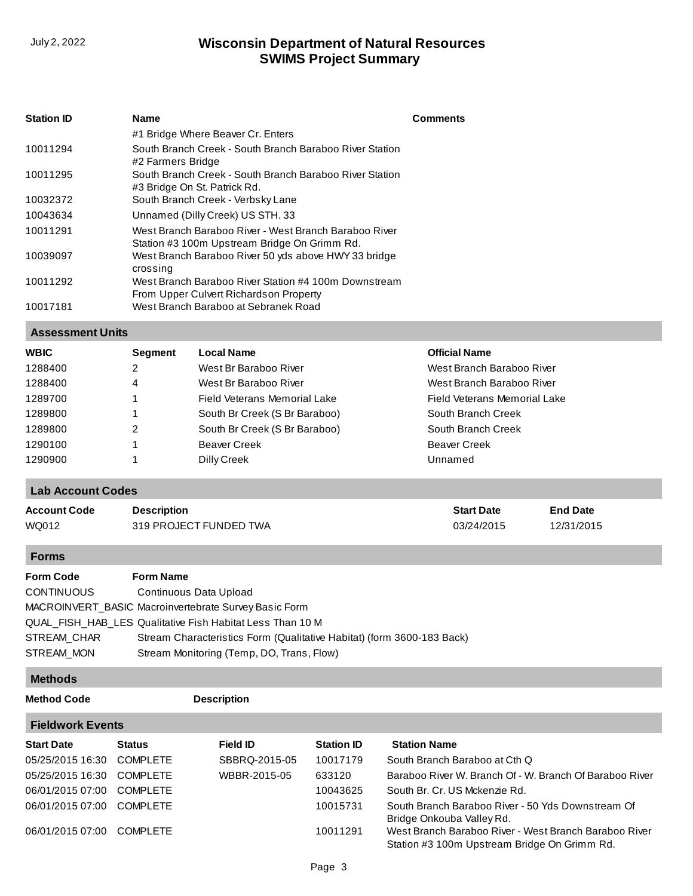| Station ID | Name | Comments |
|---|---|---|
| | #1 Bridge Where Beaver Cr. Enters | |
| 10011294 | South Branch Creek - South Branch Baraboo River Station #2 Farmers Bridge | |
| 10011295 | South Branch Creek - South Branch Baraboo River Station #3 Bridge On St. Patrick Rd. | |
| 10032372 | South Branch Creek - Verbsky Lane | |
| 10043634 | Unnamed (Dilly Creek) US STH. 33 | |
| 10011291 | West Branch Baraboo River - West Branch Baraboo River Station #3 100m Upstream Bridge On Grimm Rd. | |
| 10039097 | West Branch Baraboo River 50 yds above HWY 33 bridge crossing | |
| 10011292 | West Branch Baraboo River Station #4 100m Downstream From Upper Culvert Richardson Property | |
| 10017181 | West Branch Baraboo at Sebranek Road | |

## Assessment Units

| WBIC | Segment | Local Name | Official Name |
|---|---|---|---|
| 1288400 | 2 | West Br Baraboo River | West Branch Baraboo River |
| 1288400 | 4 | West Br Baraboo River | West Branch Baraboo River |
| 1289700 | 1 | Field Veterans Memorial Lake | Field Veterans Memorial Lake |
| 1289800 | 1 | South Br Creek (S Br Baraboo) | South Branch Creek |
| 1289800 | 2 | South Br Creek (S Br Baraboo) | South Branch Creek |
| 1290100 | 1 | Beaver Creek | Beaver Creek |
| 1290900 | 1 | Dilly Creek | Unnamed |

## Lab Account Codes

| Account Code | Description | Start Date | End Date |
|---|---|---|---|
| WQ012 | 319 PROJECT FUNDED TWA | 03/24/2015 | 12/31/2015 |

## Forms

| Form Code | Form Name |
|---|---|
| CONTINUOUS | Continuous Data Upload |
| MACROINVERT_BASIC | Macroinvertebrate Survey Basic Form |
| QUAL_FISH_HAB_LES | Qualitative Fish Habitat Less Than 10 M |
| STREAM_CHAR | Stream Characteristics Form (Qualitative Habitat) (form 3600-183 Back) |
| STREAM_MON | Stream Monitoring (Temp, DO, Trans, Flow) |

## Methods

| Method Code | Description |
|---|---|

## Fieldwork Events

| Start Date | Status | Field ID | Station ID | Station Name |
|---|---|---|---|---|
| 05/25/2015 16:30 | COMPLETE | SBBRQ-2015-05 | 10017179 | South Branch Baraboo at Cth Q |
| 05/25/2015 16:30 | COMPLETE | WBBR-2015-05 | 633120 | Baraboo River W. Branch Of - W. Branch Of Baraboo River |
| 06/01/2015 07:00 | COMPLETE | | 10043625 | South Br. Cr. US Mckenzie Rd. |
| 06/01/2015 07:00 | COMPLETE | | 10015731 | South Branch Baraboo River - 50 Yds Downstream Of Bridge Onkouba Valley Rd. |
| 06/01/2015 07:00 | COMPLETE | | 10011291 | West Branch Baraboo River - West Branch Baraboo River Station #3 100m Upstream Bridge On Grimm Rd. |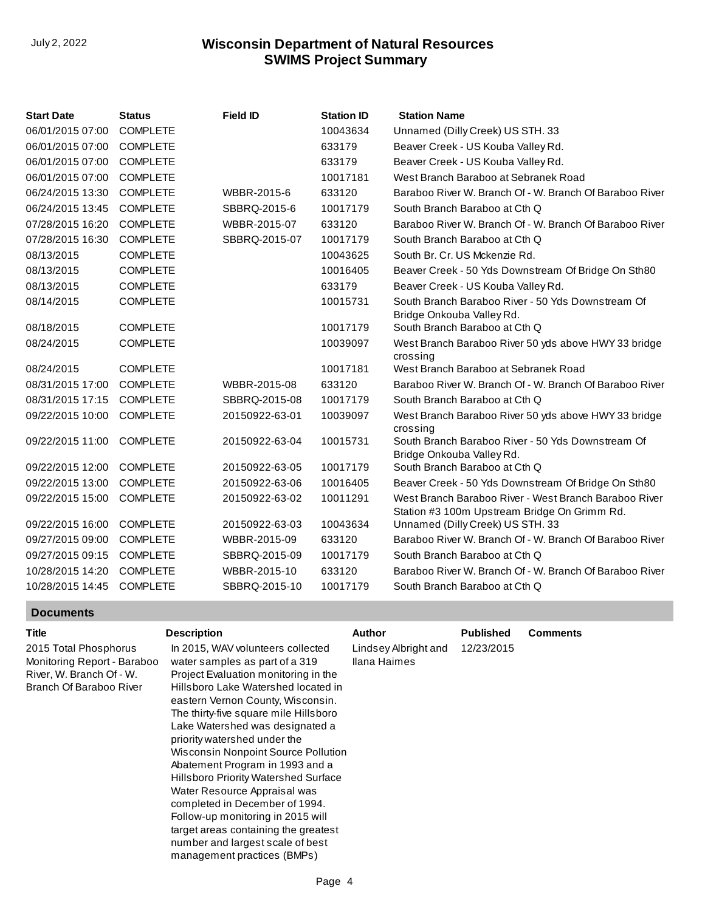| Start Date | Status | Field ID | Station ID | Station Name |
|---|---|---|---|---|
| 06/01/2015 07:00 | COMPLETE | | 10043634 | Unnamed (Dilly Creek) US STH. 33 |
| 06/01/2015 07:00 | COMPLETE | | 633179 | Beaver Creek - US Kouba Valley Rd. |
| 06/01/2015 07:00 | COMPLETE | | 633179 | Beaver Creek - US Kouba Valley Rd. |
| 06/01/2015 07:00 | COMPLETE | | 10017181 | West Branch Baraboo at Sebranek Road |
| 06/24/2015 13:30 | COMPLETE | WBBR-2015-6 | 633120 | Baraboo River W. Branch Of - W. Branch Of Baraboo River |
| 06/24/2015 13:45 | COMPLETE | SBBRQ-2015-6 | 10017179 | South Branch Baraboo at Cth Q |
| 07/28/2015 16:20 | COMPLETE | WBBR-2015-07 | 633120 | Baraboo River W. Branch Of - W. Branch Of Baraboo River |
| 07/28/2015 16:30 | COMPLETE | SBBRQ-2015-07 | 10017179 | South Branch Baraboo at Cth Q |
| 08/13/2015 | COMPLETE | | 10043625 | South Br. Cr. US Mckenzie Rd. |
| 08/13/2015 | COMPLETE | | 10016405 | Beaver Creek - 50 Yds Downstream Of Bridge On Sth80 |
| 08/13/2015 | COMPLETE | | 633179 | Beaver Creek - US Kouba Valley Rd. |
| 08/14/2015 | COMPLETE | | 10015731 | South Branch Baraboo River - 50 Yds Downstream Of Bridge Onkouba Valley Rd. |
| 08/18/2015 | COMPLETE | | 10017179 | South Branch Baraboo at Cth Q |
| 08/24/2015 | COMPLETE | | 10039097 | West Branch Baraboo River 50 yds above HWY 33 bridge crossing |
| 08/24/2015 | COMPLETE | | 10017181 | West Branch Baraboo at Sebranek Road |
| 08/31/2015 17:00 | COMPLETE | WBBR-2015-08 | 633120 | Baraboo River W. Branch Of - W. Branch Of Baraboo River |
| 08/31/2015 17:15 | COMPLETE | SBBRQ-2015-08 | 10017179 | South Branch Baraboo at Cth Q |
| 09/22/2015 10:00 | COMPLETE | 20150922-63-01 | 10039097 | West Branch Baraboo River 50 yds above HWY 33 bridge crossing |
| 09/22/2015 11:00 | COMPLETE | 20150922-63-04 | 10015731 | South Branch Baraboo River - 50 Yds Downstream Of Bridge Onkouba Valley Rd. |
| 09/22/2015 12:00 | COMPLETE | 20150922-63-05 | 10017179 | South Branch Baraboo at Cth Q |
| 09/22/2015 13:00 | COMPLETE | 20150922-63-06 | 10016405 | Beaver Creek - 50 Yds Downstream Of Bridge On Sth80 |
| 09/22/2015 15:00 | COMPLETE | 20150922-63-02 | 10011291 | West Branch Baraboo River - West Branch Baraboo River Station #3 100m Upstream Bridge On Grimm Rd. |
| 09/22/2015 16:00 | COMPLETE | 20150922-63-03 | 10043634 | Unnamed (Dilly Creek) US STH. 33 |
| 09/27/2015 09:00 | COMPLETE | WBBR-2015-09 | 633120 | Baraboo River W. Branch Of - W. Branch Of Baraboo River |
| 09/27/2015 09:15 | COMPLETE | SBBRQ-2015-09 | 10017179 | South Branch Baraboo at Cth Q |
| 10/28/2015 14:20 | COMPLETE | WBBR-2015-10 | 633120 | Baraboo River W. Branch Of - W. Branch Of Baraboo River |
| 10/28/2015 14:45 | COMPLETE | SBBRQ-2015-10 | 10017179 | South Branch Baraboo at Cth Q |

## Documents

| Title | Description | Author | Published | Comments |
|---|---|---|---|---|
| 2015 Total Phosphorus Monitoring Report - Baraboo River, W. Branch Of - W. Branch Of Baraboo River | In 2015, WAV volunteers collected water samples as part of a 319 Project Evaluation monitoring in the Hillsboro Lake Watershed located in eastern Vernon County, Wisconsin. The thirty-five square mile Hillsboro Lake Watershed was designated a priority watershed under the Wisconsin Nonpoint Source Pollution Abatement Program in 1993 and a Hillsboro Priority Watershed Surface Water Resource Appraisal was completed in December of 1994. Follow-up monitoring in 2015 will target areas containing the greatest number and largest scale of best management practices (BMPs) | Lindsey Albright and Ilana Haimes | 12/23/2015 | |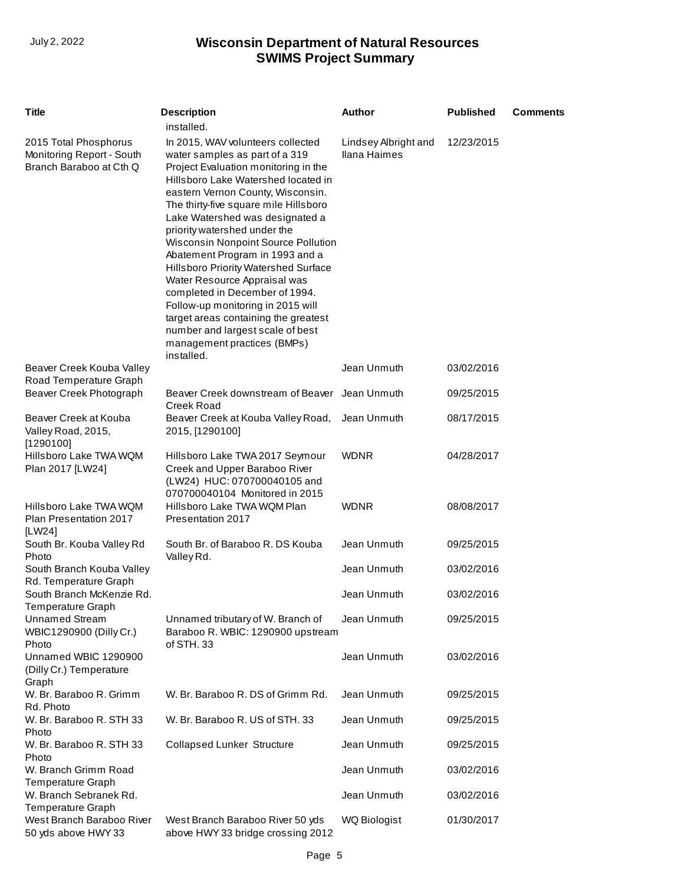| Title | Description | Author | Published | Comments |
|---|---|---|---|---|
| | installed. | | | |
| 2015 Total Phosphorus Monitoring Report - South Branch Baraboo at Cth Q | In 2015, WAV volunteers collected water samples as part of a 319 Project Evaluation monitoring in the Hillsboro Lake Watershed located in eastern Vernon County, Wisconsin. The thirty-five square mile Hillsboro Lake Watershed was designated a priority watershed under the Wisconsin Nonpoint Source Pollution Abatement Program in 1993 and a Hillsboro Priority Watershed Surface Water Resource Appraisal was completed in December of 1994. Follow-up monitoring in 2015 will target areas containing the greatest number and largest scale of best management practices (BMPs) installed. | Lindsey Albright and Ilana Haimes | 12/23/2015 | |
| Beaver Creek Kouba Valley Road Temperature Graph | | Jean Unmuth | 03/02/2016 | |
| Beaver Creek Photograph | Beaver Creek downstream of Beaver Creek Road | Jean Unmuth | 09/25/2015 | |
| Beaver Creek at Kouba Valley Road, 2015, [1290100] | Beaver Creek at Kouba Valley Road, 2015, [1290100] | Jean Unmuth | 08/17/2015 | |
| Hillsboro Lake TWA WQM Plan 2017 [LW24] | Hillsboro Lake TWA 2017 Seymour Creek and Upper Baraboo River (LW24) HUC: 070700040105 and 070700040104 Monitored in 2015 | WDNR | 04/28/2017 | |
| Hillsboro Lake TWA WQM Plan Presentation 2017 [LW24] | Hillsboro Lake TWA WQM Plan Presentation 2017 | WDNR | 08/08/2017 | |
| South Br. Kouba Valley Rd Photo | South Br. of Baraboo R. DS Kouba Valley Rd. | Jean Unmuth | 09/25/2015 | |
| South Branch Kouba Valley Rd. Temperature Graph | | Jean Unmuth | 03/02/2016 | |
| South Branch McKenzie Rd. Temperature Graph | | Jean Unmuth | 03/02/2016 | |
| Unnamed Stream WBIC1290900 (Dilly Cr.) Photo | Unnamed tributary of W. Branch of Baraboo R. WBIC: 1290900 upstream of STH. 33 | Jean Unmuth | 09/25/2015 | |
| Unnamed WBIC 1290900 (Dilly Cr.) Temperature Graph | | Jean Unmuth | 03/02/2016 | |
| W. Br. Baraboo R. Grimm Rd. Photo | W. Br. Baraboo R. DS of Grimm Rd. | Jean Unmuth | 09/25/2015 | |
| W. Br. Baraboo R. STH 33 Photo | W. Br. Baraboo R. US of STH. 33 | Jean Unmuth | 09/25/2015 | |
| W. Br. Baraboo R. STH 33 Photo | Collapsed Lunker Structure | Jean Unmuth | 09/25/2015 | |
| W. Branch Grimm Road Temperature Graph | | Jean Unmuth | 03/02/2016 | |
| W. Branch Sebranek Rd. Temperature Graph | | Jean Unmuth | 03/02/2016 | |
| West Branch Baraboo River 50 yds above HWY 33 | West Branch Baraboo River 50 yds above HWY 33 bridge crossing 2012 | WQ Biologist | 01/30/2017 | |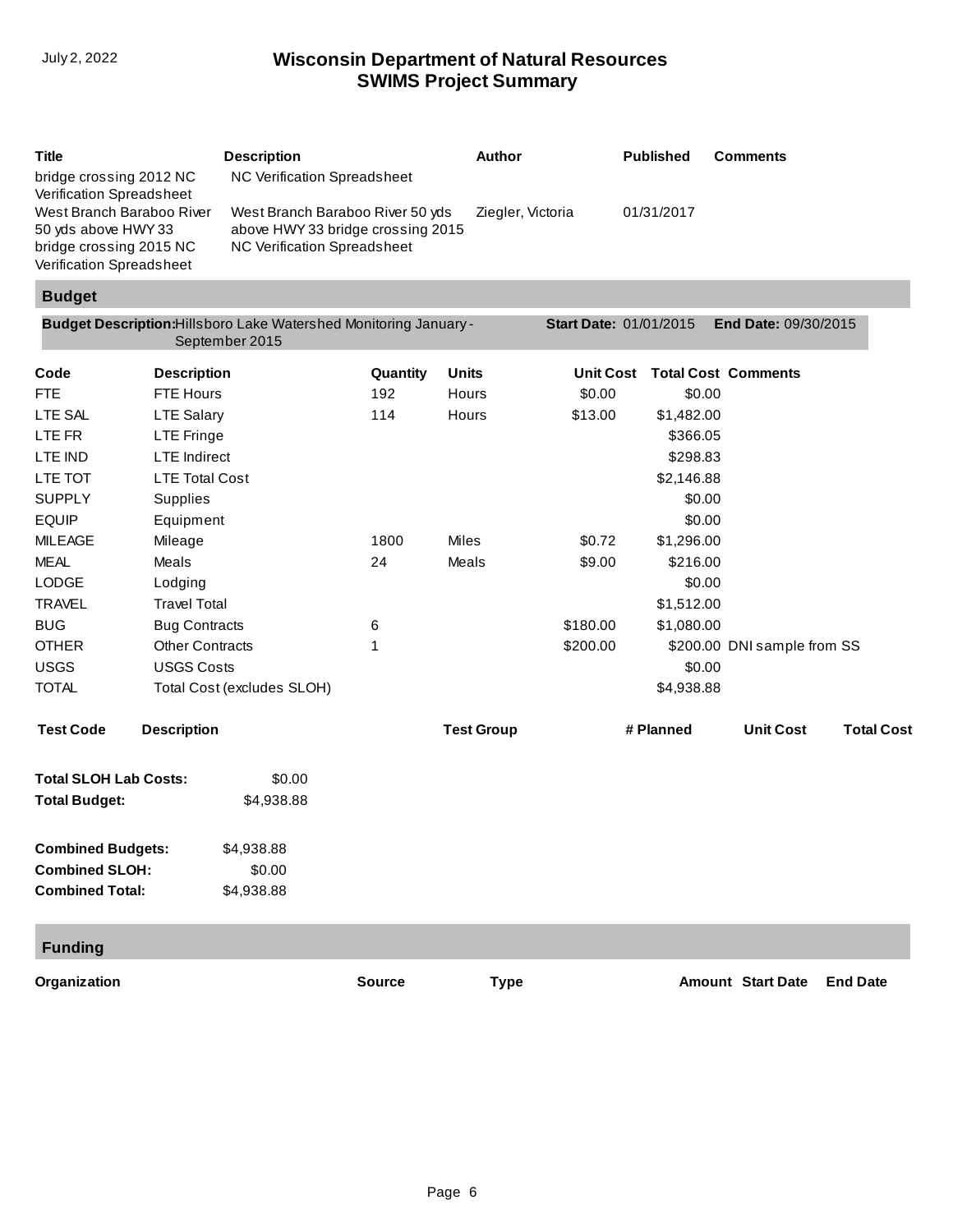| Title | Description | Author | Published | Comments |
|---|---|---|---|---|
| bridge crossing 2012 NC Verification Spreadsheet | NC Verification Spreadsheet | | | |
| West Branch Baraboo River 50 yds above HWY 33 bridge crossing 2015 NC Verification Spreadsheet | West Branch Baraboo River 50 yds above HWY 33 bridge crossing 2015 NC Verification Spreadsheet | Ziegler, Victoria | 01/31/2017 | |

## Budget

**Budget Description:** Hillsboro Lake Watershed Monitoring January - September 2015 **Start Date:** 01/01/2015 **End Date:** 09/30/2015

| Code | Description | Quantity | Units | Unit Cost | Total Cost | Comments |
|---|---|---|---|---|---|---|
| FTE | FTE Hours | 192 | Hours | $0.00 | $0.00 | |
| LTE SAL | LTE Salary | 114 | Hours | $13.00 | $1,482.00 | |
| LTE FR | LTE Fringe | | | | $366.05 | |
| LTE IND | LTE Indirect | | | | $298.83 | |
| LTE TOT | LTE Total Cost | | | | $2,146.88 | |
| SUPPLY | Supplies | | | | $0.00 | |
| EQUIP | Equipment | | | | $0.00 | |
| MILEAGE | Mileage | 1800 | Miles | $0.72 | $1,296.00 | |
| MEAL | Meals | 24 | Meals | $9.00 | $216.00 | |
| LODGE | Lodging | | | | $0.00 | |
| TRAVEL | Travel Total | | | | $1,512.00 | |
| BUG | Bug Contracts | 6 | | $180.00 | $1,080.00 | |
| OTHER | Other Contracts | 1 | | $200.00 | $200.00 | DNI sample from SS |
| USGS | USGS Costs | | | | $0.00 | |
| TOTAL | Total Cost (excludes SLOH) | | | | $4,938.88 | |

| Test Code | Description | Test Group | # Planned | Unit Cost | Total Cost |
|---|---|---|---|---|---|

**Total SLOH Lab Costs:** $0.00
**Total Budget:** $4,938.88

**Combined Budgets:** $4,938.88
**Combined SLOH:** $0.00
**Combined Total:** $4,938.88

## Funding

| Organization | Source | Type | Amount | Start Date | End Date |
|---|---|---|---|---|---|